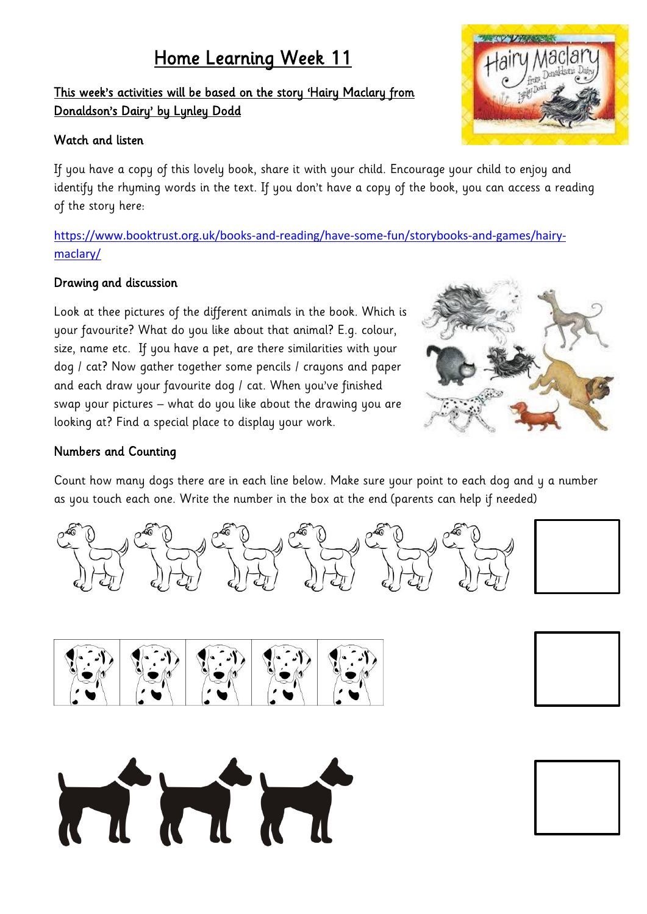# Home Learning Week 11

**This week's activities will be based on the story 'Hairy Maclary from Donaldson's Dairy' by Lynley Dodd**

### Watch and listen

If you have a copy of this lovely book, share it with your child. Encourage your child to enjoy and identify the rhyming words in the text. If you don't have a copy of the book, you can access a reading of the story here:

https://www.booktrust.org.uk/books-and-reading/have-some-fun/storybooks-and-games/hairy-maclary/

### Drawing and discussion

Look at thee pictures of the different animals in the book. Which is your favourite? What do you like about that animal? E.g. colour, size, name etc. If you have a pet, are there similarities with your dog / cat? Now gather together some pencils / crayons and paper and each draw your favourite dog / cat. When you've finished swap your pictures – what do you like about the drawing you are looking at? Find a special place to display your work.

### Numbers and Counting

Count how many dogs there are in each line below. Make sure your point to each dog and y a number as you touch each one. Write the number in the box at the end (parents can help if needed)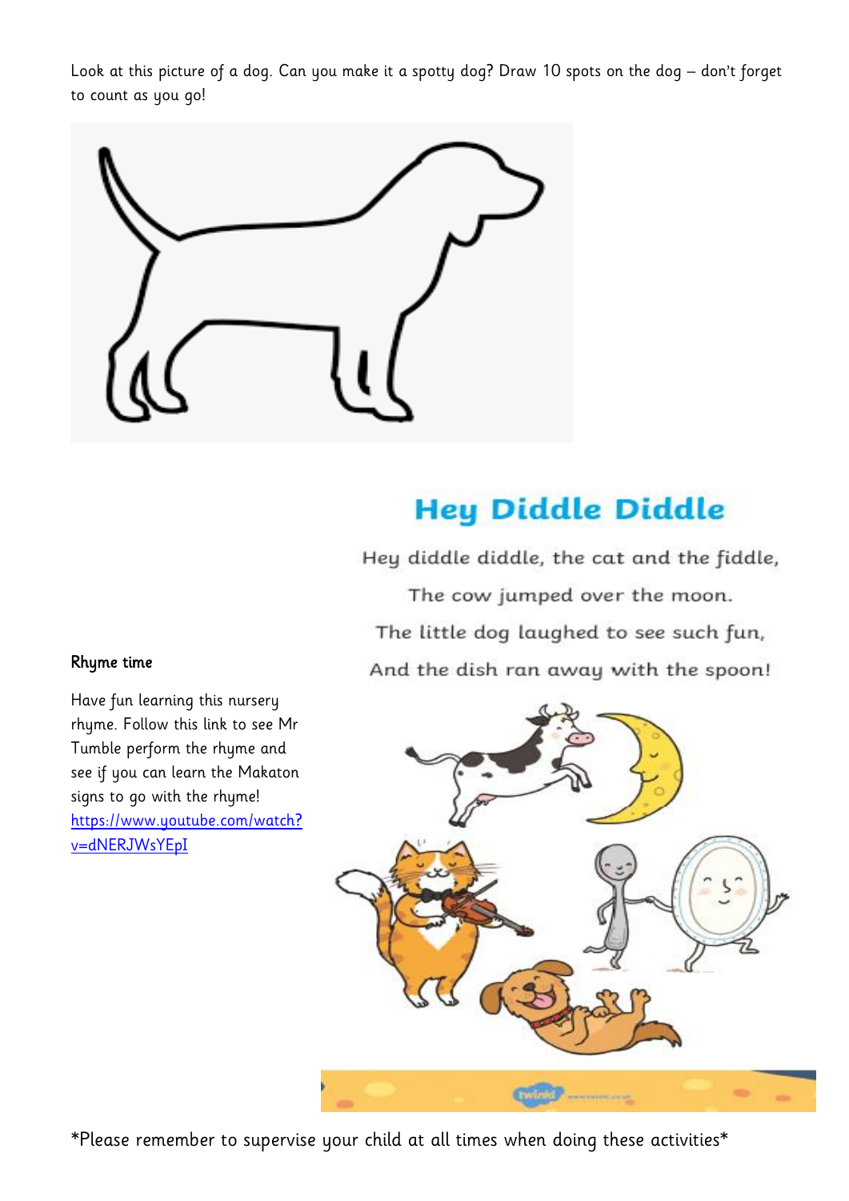Look at this picture of a dog. Can you make it a spotty dog? Draw 10 spots on the dog – don't forget to count as you go!

## Hey Diddle Diddle

Hey diddle diddle, the cat and the fiddle,

The cow jumped over the moon.

The little dog laughed to see such fun,

And the dish ran away with the spoon!

### Rhyme time

Have fun learning this nursery rhyme. Follow this link to see Mr Tumble perform the rhyme and see if you can learn the Makaton signs to go with the rhyme! https://www.youtube.com/watch?v=dNERJWsYEpI

*Please remember to supervise your child at all times when doing these activities*